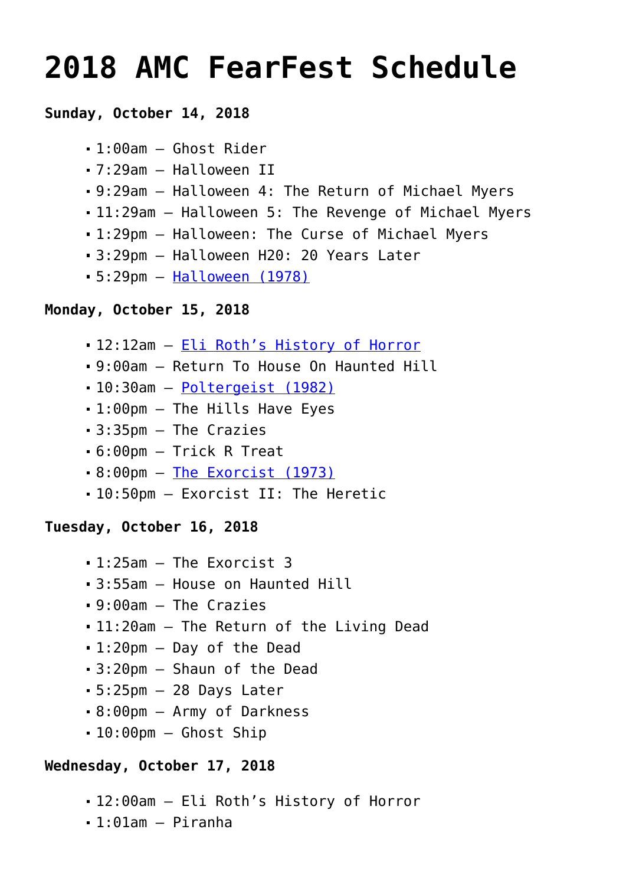# 2018 AMC FearFest Schedule

**Sunday, October 14, 2018**

- 1:00am – Ghost Rider
- 7:29am – Halloween II
- 9:29am – Halloween 4: The Return of Michael Myers
- 11:29am – Halloween 5: The Revenge of Michael Myers
- 1:29pm – Halloween: The Curse of Michael Myers
- 3:29pm – Halloween H20: 20 Years Later
- 5:29pm – Halloween (1978)

**Monday, October 15, 2018**

- 12:12am – Eli Roth's History of Horror
- 9:00am – Return To House On Haunted Hill
- 10:30am – Poltergeist (1982)
- 1:00pm – The Hills Have Eyes
- 3:35pm – The Crazies
- 6:00pm – Trick R Treat
- 8:00pm – The Exorcist (1973)
- 10:50pm – Exorcist II: The Heretic

**Tuesday, October 16, 2018**

- 1:25am – The Exorcist 3
- 3:55am – House on Haunted Hill
- 9:00am – The Crazies
- 11:20am – The Return of the Living Dead
- 1:20pm – Day of the Dead
- 3:20pm – Shaun of the Dead
- 5:25pm – 28 Days Later
- 8:00pm – Army of Darkness
- 10:00pm – Ghost Ship

**Wednesday, October 17, 2018**

- 12:00am – Eli Roth's History of Horror
- 1:01am – Piranha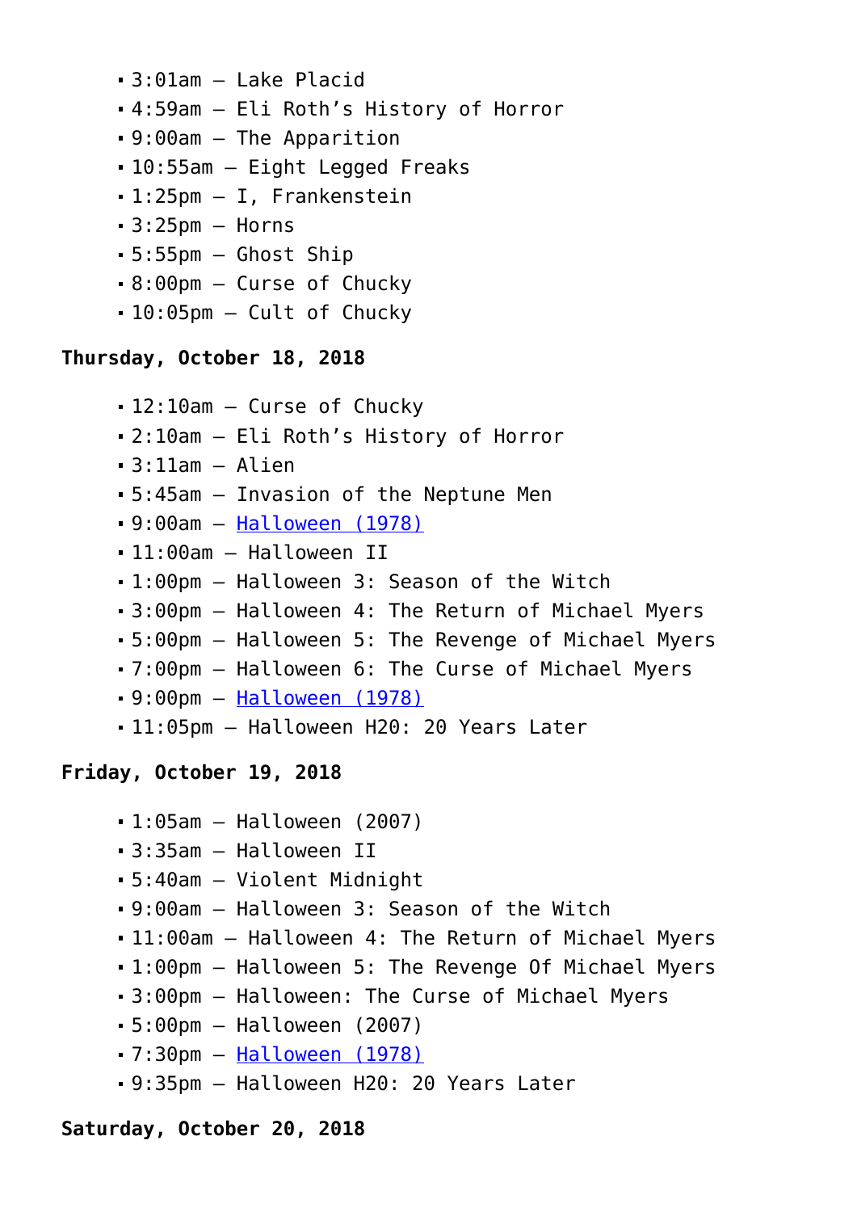- 3:01am – Lake Placid
- 4:59am – Eli Roth's History of Horror
- 9:00am – The Apparition
- 10:55am – Eight Legged Freaks
- 1:25pm – I, Frankenstein
- 3:25pm – Horns
- 5:55pm – Ghost Ship
- 8:00pm – Curse of Chucky
- 10:05pm – Cult of Chucky

**Thursday, October 18, 2018**

- 12:10am – Curse of Chucky
- 2:10am – Eli Roth's History of Horror
- 3:11am – Alien
- 5:45am – Invasion of the Neptune Men
- 9:00am – Halloween (1978)
- 11:00am – Halloween II
- 1:00pm – Halloween 3: Season of the Witch
- 3:00pm – Halloween 4: The Return of Michael Myers
- 5:00pm – Halloween 5: The Revenge of Michael Myers
- 7:00pm – Halloween 6: The Curse of Michael Myers
- 9:00pm – Halloween (1978)
- 11:05pm – Halloween H20: 20 Years Later

**Friday, October 19, 2018**

- 1:05am – Halloween (2007)
- 3:35am – Halloween II
- 5:40am – Violent Midnight
- 9:00am – Halloween 3: Season of the Witch
- 11:00am – Halloween 4: The Return of Michael Myers
- 1:00pm – Halloween 5: The Revenge Of Michael Myers
- 3:00pm – Halloween: The Curse of Michael Myers
- 5:00pm – Halloween (2007)
- 7:30pm – Halloween (1978)
- 9:35pm – Halloween H20: 20 Years Later

**Saturday, October 20, 2018**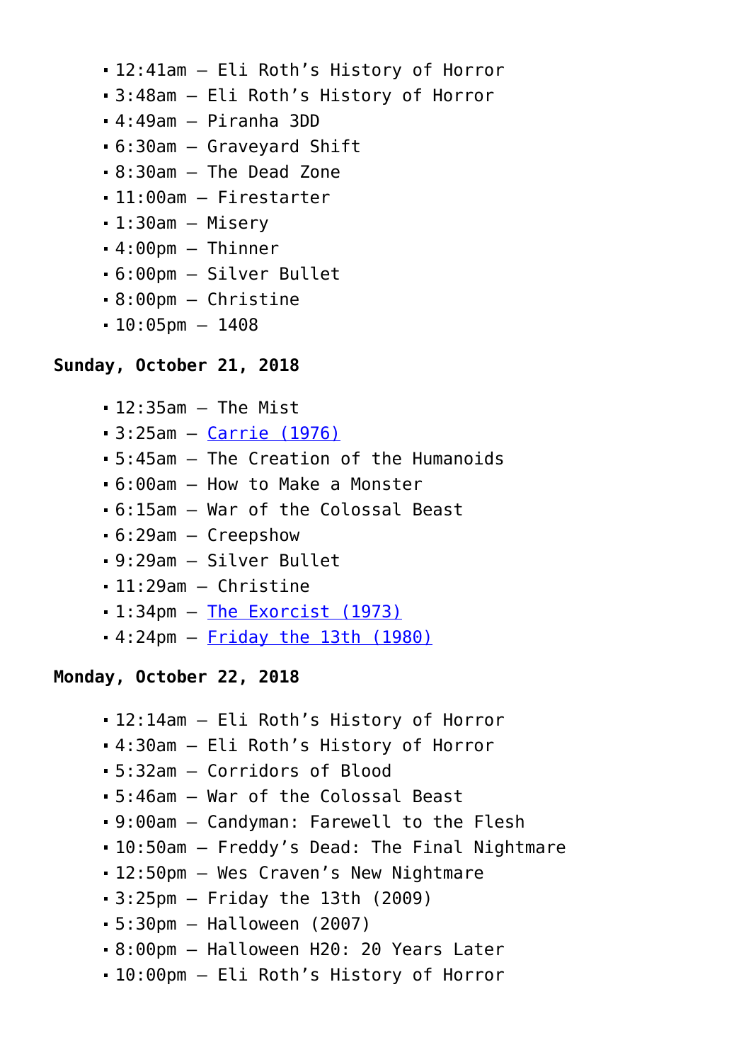- 12:41am – Eli Roth's History of Horror
- 3:48am – Eli Roth's History of Horror
- 4:49am – Piranha 3DD
- 6:30am – Graveyard Shift
- 8:30am – The Dead Zone
- 11:00am – Firestarter
- 1:30am – Misery
- 4:00pm – Thinner
- 6:00pm – Silver Bullet
- 8:00pm – Christine
- 10:05pm – 1408

**Sunday, October 21, 2018**

- 12:35am – The Mist
- 3:25am – Carrie (1976)
- 5:45am – The Creation of the Humanoids
- 6:00am – How to Make a Monster
- 6:15am – War of the Colossal Beast
- 6:29am – Creepshow
- 9:29am – Silver Bullet
- 11:29am – Christine
- 1:34pm – The Exorcist (1973)
- 4:24pm – Friday the 13th (1980)

**Monday, October 22, 2018**

- 12:14am – Eli Roth's History of Horror
- 4:30am – Eli Roth's History of Horror
- 5:32am – Corridors of Blood
- 5:46am – War of the Colossal Beast
- 9:00am – Candyman: Farewell to the Flesh
- 10:50am – Freddy's Dead: The Final Nightmare
- 12:50pm – Wes Craven's New Nightmare
- 3:25pm – Friday the 13th (2009)
- 5:30pm – Halloween (2007)
- 8:00pm – Halloween H20: 20 Years Later
- 10:00pm – Eli Roth's History of Horror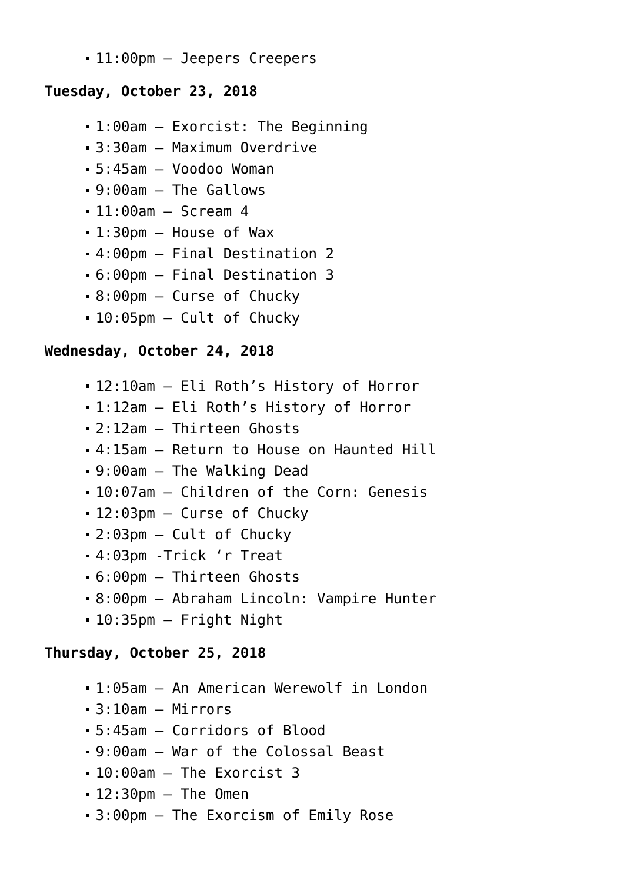- 11:00pm – Jeepers Creepers

**Tuesday, October 23, 2018**

- 1:00am – Exorcist: The Beginning
- 3:30am – Maximum Overdrive
- 5:45am – Voodoo Woman
- 9:00am – The Gallows
- 11:00am – Scream 4
- 1:30pm – House of Wax
- 4:00pm – Final Destination 2
- 6:00pm – Final Destination 3
- 8:00pm – Curse of Chucky
- 10:05pm – Cult of Chucky

**Wednesday, October 24, 2018**

- 12:10am – Eli Roth's History of Horror
- 1:12am – Eli Roth's History of Horror
- 2:12am – Thirteen Ghosts
- 4:15am – Return to House on Haunted Hill
- 9:00am – The Walking Dead
- 10:07am – Children of the Corn: Genesis
- 12:03pm – Curse of Chucky
- 2:03pm – Cult of Chucky
- 4:03pm -Trick 'r Treat
- 6:00pm – Thirteen Ghosts
- 8:00pm – Abraham Lincoln: Vampire Hunter
- 10:35pm – Fright Night

**Thursday, October 25, 2018**

- 1:05am – An American Werewolf in London
- 3:10am – Mirrors
- 5:45am – Corridors of Blood
- 9:00am – War of the Colossal Beast
- 10:00am – The Exorcist 3
- 12:30pm – The Omen
- 3:00pm – The Exorcism of Emily Rose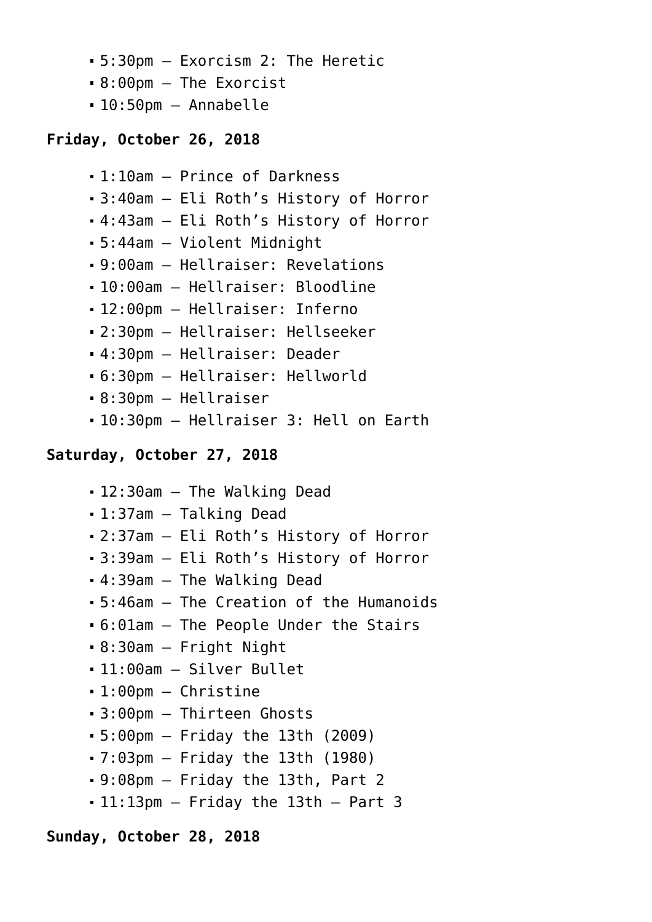- 5:30pm – Exorcism 2: The Heretic
- 8:00pm – The Exorcist
- 10:50pm – Annabelle

**Friday, October 26, 2018**

- 1:10am – Prince of Darkness
- 3:40am – Eli Roth's History of Horror
- 4:43am – Eli Roth's History of Horror
- 5:44am – Violent Midnight
- 9:00am – Hellraiser: Revelations
- 10:00am – Hellraiser: Bloodline
- 12:00pm – Hellraiser: Inferno
- 2:30pm – Hellraiser: Hellseeker
- 4:30pm – Hellraiser: Deader
- 6:30pm – Hellraiser: Hellworld
- 8:30pm – Hellraiser
- 10:30pm – Hellraiser 3: Hell on Earth

**Saturday, October 27, 2018**

- 12:30am – The Walking Dead
- 1:37am – Talking Dead
- 2:37am – Eli Roth's History of Horror
- 3:39am – Eli Roth's History of Horror
- 4:39am – The Walking Dead
- 5:46am – The Creation of the Humanoids
- 6:01am – The People Under the Stairs
- 8:30am – Fright Night
- 11:00am – Silver Bullet
- 1:00pm – Christine
- 3:00pm – Thirteen Ghosts
- 5:00pm – Friday the 13th (2009)
- 7:03pm – Friday the 13th (1980)
- 9:08pm – Friday the 13th, Part 2
- 11:13pm – Friday the 13th – Part 3

**Sunday, October 28, 2018**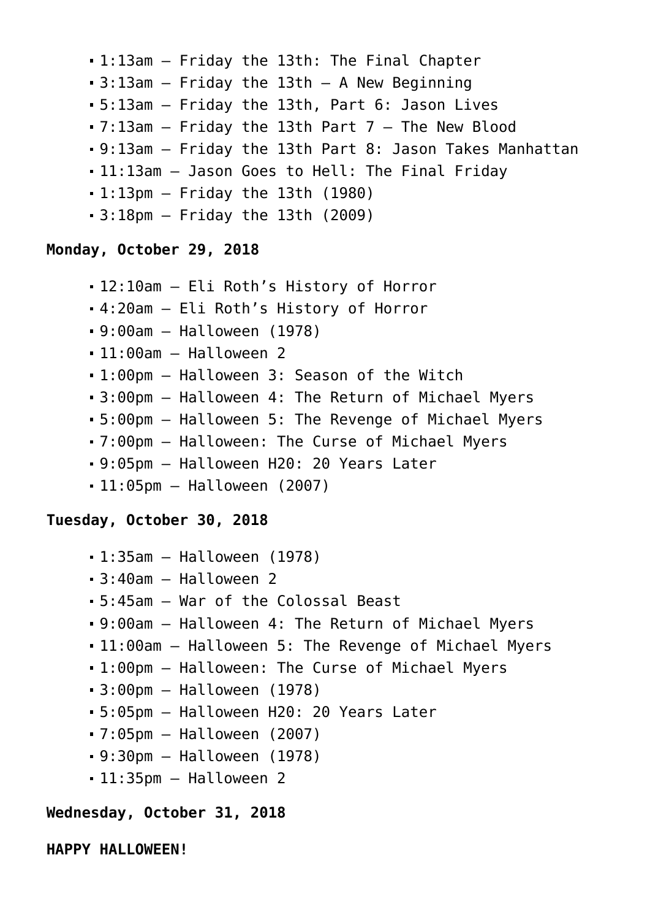- 1:13am – Friday the 13th: The Final Chapter
- 3:13am – Friday the 13th – A New Beginning
- 5:13am – Friday the 13th, Part 6: Jason Lives
- 7:13am – Friday the 13th Part 7 – The New Blood
- 9:13am – Friday the 13th Part 8: Jason Takes Manhattan
- 11:13am – Jason Goes to Hell: The Final Friday
- 1:13pm – Friday the 13th (1980)
- 3:18pm – Friday the 13th (2009)

**Monday, October 29, 2018**

- 12:10am – Eli Roth's History of Horror
- 4:20am – Eli Roth's History of Horror
- 9:00am – Halloween (1978)
- 11:00am – Halloween 2
- 1:00pm – Halloween 3: Season of the Witch
- 3:00pm – Halloween 4: The Return of Michael Myers
- 5:00pm – Halloween 5: The Revenge of Michael Myers
- 7:00pm – Halloween: The Curse of Michael Myers
- 9:05pm – Halloween H20: 20 Years Later
- 11:05pm – Halloween (2007)

**Tuesday, October 30, 2018**

- 1:35am – Halloween (1978)
- 3:40am – Halloween 2
- 5:45am – War of the Colossal Beast
- 9:00am – Halloween 4: The Return of Michael Myers
- 11:00am – Halloween 5: The Revenge of Michael Myers
- 1:00pm – Halloween: The Curse of Michael Myers
- 3:00pm – Halloween (1978)
- 5:05pm – Halloween H20: 20 Years Later
- 7:05pm – Halloween (2007)
- 9:30pm – Halloween (1978)
- 11:35pm – Halloween 2

**Wednesday, October 31, 2018**

**HAPPY HALLOWEEN!**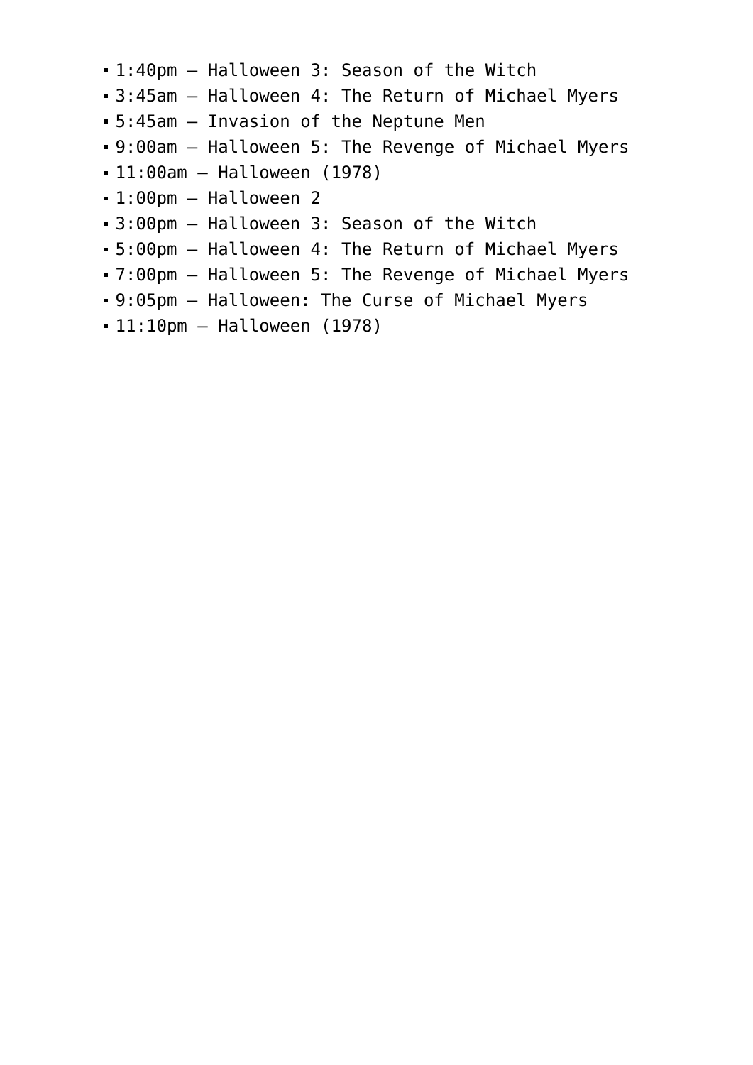- 1:40pm – Halloween 3: Season of the Witch
- 3:45am – Halloween 4: The Return of Michael Myers
- 5:45am – Invasion of the Neptune Men
- 9:00am – Halloween 5: The Revenge of Michael Myers
- 11:00am – Halloween (1978)
- 1:00pm – Halloween 2
- 3:00pm – Halloween 3: Season of the Witch
- 5:00pm – Halloween 4: The Return of Michael Myers
- 7:00pm – Halloween 5: The Revenge of Michael Myers
- 9:05pm – Halloween: The Curse of Michael Myers
- 11:10pm – Halloween (1978)